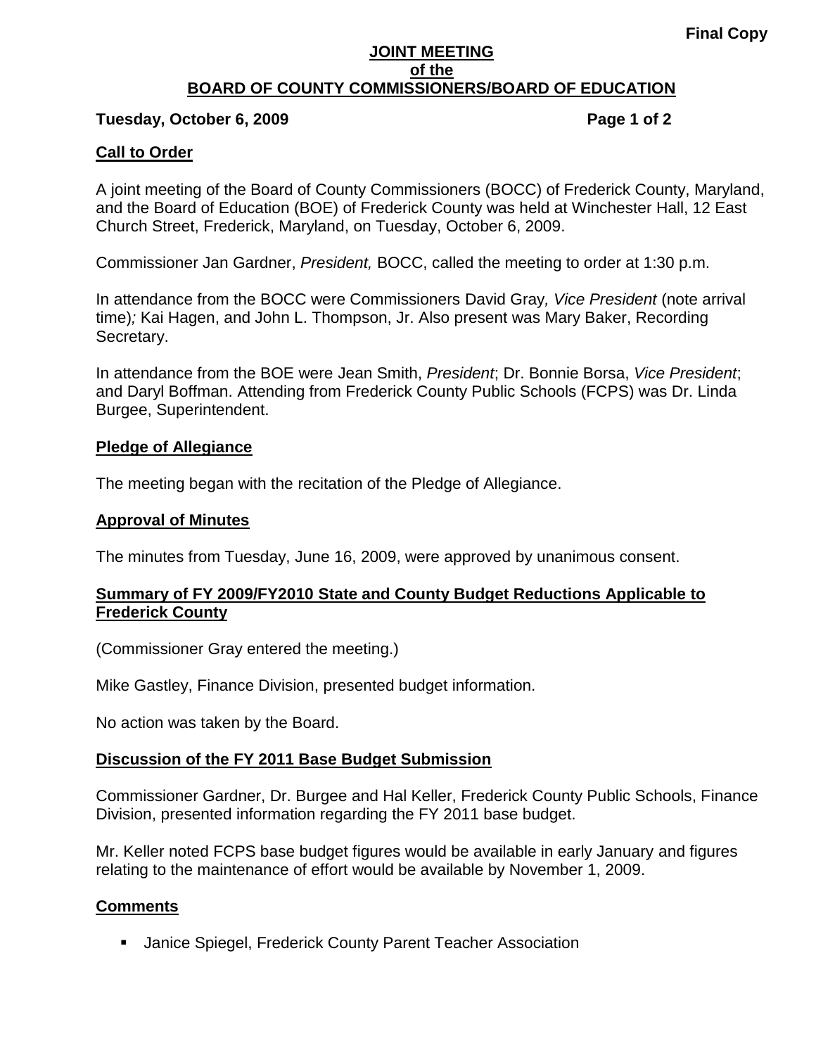**Final Copy**

# JOINT MEETING
# of the
# BOARD OF COUNTY COMMISSIONERS/BOARD OF EDUCATION

**Tuesday, October 6, 2009**

## Call to Order

A joint meeting of the Board of County Commissioners (BOCC) of Frederick County, Maryland, and the Board of Education (BOE) of Frederick County was held at Winchester Hall, 12 East Church Street, Frederick, Maryland, on Tuesday, October 6, 2009.

Commissioner Jan Gardner, *President,* BOCC, called the meeting to order at 1:30 p.m.

In attendance from the BOCC were Commissioners David Gray*, Vice President* (note arrival time)*;* Kai Hagen, and John L. Thompson, Jr. Also present was Mary Baker, Recording Secretary.

In attendance from the BOE were Jean Smith, *President*; Dr. Bonnie Borsa, *Vice President*; and Daryl Boffman. Attending from Frederick County Public Schools (FCPS) was Dr. Linda Burgee, Superintendent.

## Pledge of Allegiance

The meeting began with the recitation of the Pledge of Allegiance.

## Approval of Minutes

The minutes from Tuesday, June 16, 2009, were approved by unanimous consent.

## Summary of FY 2009/FY2010 State and County Budget Reductions Applicable to Frederick County

(Commissioner Gray entered the meeting.)

Mike Gastley, Finance Division, presented budget information.

No action was taken by the Board.

## Discussion of the FY 2011 Base Budget Submission

Commissioner Gardner, Dr. Burgee and Hal Keller, Frederick County Public Schools, Finance Division, presented information regarding the FY 2011 base budget.

Mr. Keller noted FCPS base budget figures would be available in early January and figures relating to the maintenance of effort would be available by November 1, 2009.

## Comments

- Janice Spiegel, Frederick County Parent Teacher Association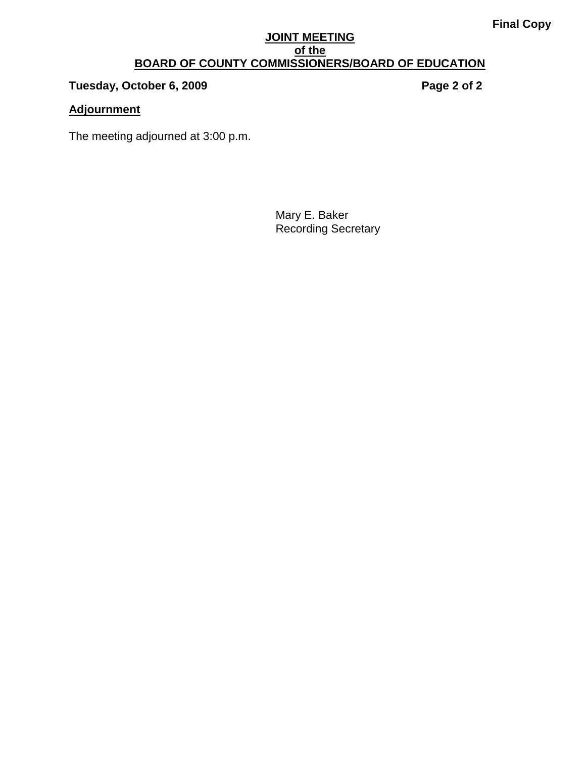## Adjournment

The meeting adjourned at 3:00 p.m.

Mary E. Baker
Recording Secretary